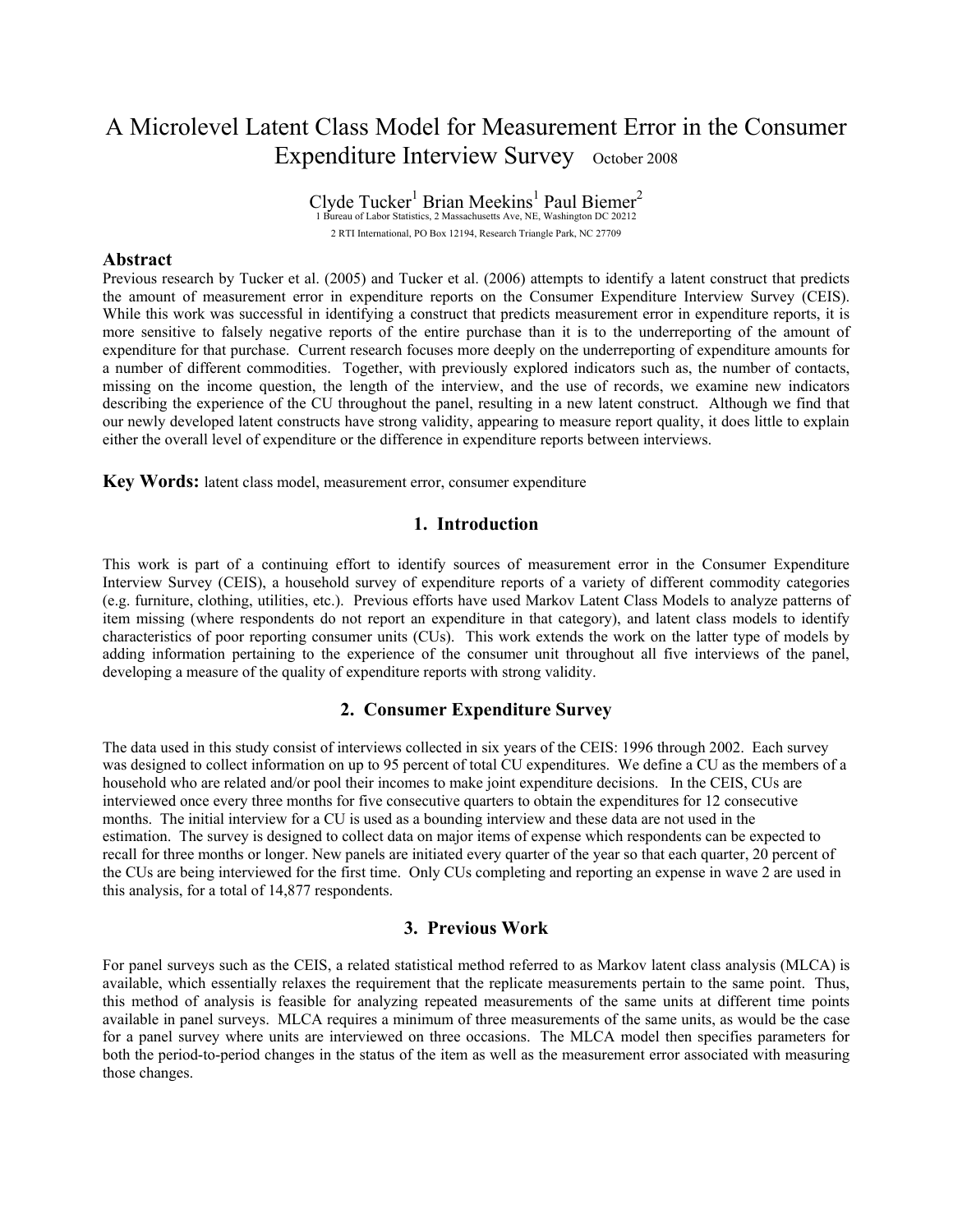# A Microlevel Latent Class Model for Measurement Error in the Consumer Expenditure Interview Survey October 2008

Clyde Tucker[1] Brian Meekins[1] Paul Biemer[2]

1 Bureau of Labor Statistics, 2 Massachusetts Ave, NE, Washington DC 20212

2 RTI International, PO Box 12194, Research Triangle Park, NC 27709

## Abstract

Previous research by Tucker et al. (2005) and Tucker et al. (2006) attempts to identify a latent construct that predicts the amount of measurement error in expenditure reports on the Consumer Expenditure Interview Survey (CEIS). While this work was successful in identifying a construct that predicts measurement error in expenditure reports, it is more sensitive to falsely negative reports of the entire purchase than it is to the underreporting of the amount of expenditure for that purchase. Current research focuses more deeply on the underreporting of expenditure amounts for a number of different commodities. Together, with previously explored indicators such as, the number of contacts, missing on the income question, the length of the interview, and the use of records, we examine new indicators describing the experience of the CU throughout the panel, resulting in a new latent construct. Although we find that our newly developed latent constructs have strong validity, appearing to measure report quality, it does little to explain either the overall level of expenditure or the difference in expenditure reports between interviews.

**Key Words:** latent class model, measurement error, consumer expenditure

## 1. Introduction

This work is part of a continuing effort to identify sources of measurement error in the Consumer Expenditure Interview Survey (CEIS), a household survey of expenditure reports of a variety of different commodity categories (e.g. furniture, clothing, utilities, etc.). Previous efforts have used Markov Latent Class Models to analyze patterns of item missing (where respondents do not report an expenditure in that category), and latent class models to identify characteristics of poor reporting consumer units (CUs). This work extends the work on the latter type of models by adding information pertaining to the experience of the consumer unit throughout all five interviews of the panel, developing a measure of the quality of expenditure reports with strong validity.

## 2. Consumer Expenditure Survey

The data used in this study consist of interviews collected in six years of the CEIS: 1996 through 2002. Each survey was designed to collect information on up to 95 percent of total CU expenditures. We define a CU as the members of a household who are related and/or pool their incomes to make joint expenditure decisions. In the CEIS, CUs are interviewed once every three months for five consecutive quarters to obtain the expenditures for 12 consecutive months. The initial interview for a CU is used as a bounding interview and these data are not used in the estimation. The survey is designed to collect data on major items of expense which respondents can be expected to recall for three months or longer. New panels are initiated every quarter of the year so that each quarter, 20 percent of the CUs are being interviewed for the first time. Only CUs completing and reporting an expense in wave 2 are used in this analysis, for a total of 14,877 respondents.

## 3. Previous Work

For panel surveys such as the CEIS, a related statistical method referred to as Markov latent class analysis (MLCA) is available, which essentially relaxes the requirement that the replicate measurements pertain to the same point. Thus, this method of analysis is feasible for analyzing repeated measurements of the same units at different time points available in panel surveys. MLCA requires a minimum of three measurements of the same units, as would be the case for a panel survey where units are interviewed on three occasions. The MLCA model then specifies parameters for both the period-to-period changes in the status of the item as well as the measurement error associated with measuring those changes.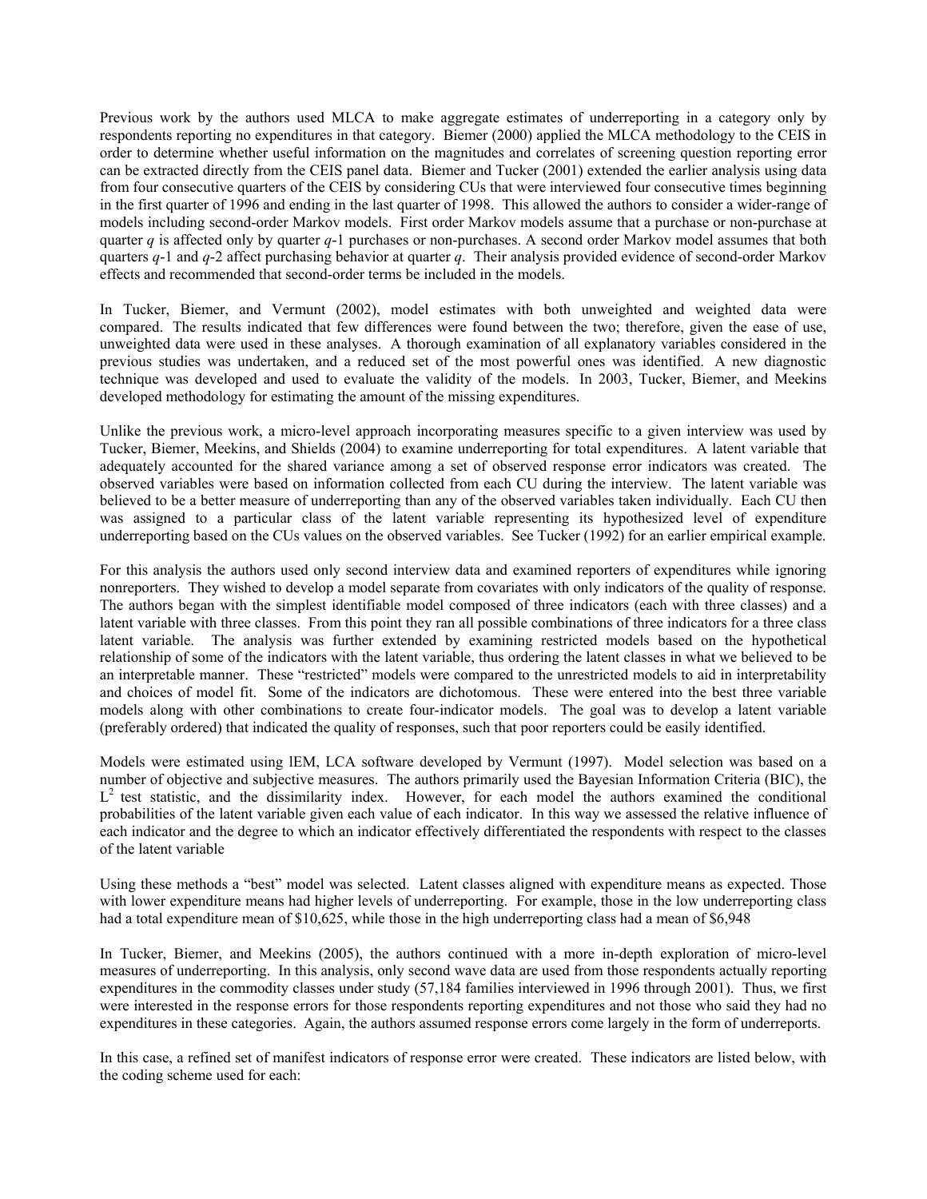Previous work by the authors used MLCA to make aggregate estimates of underreporting in a category only by respondents reporting no expenditures in that category. Biemer (2000) applied the MLCA methodology to the CEIS in order to determine whether useful information on the magnitudes and correlates of screening question reporting error can be extracted directly from the CEIS panel data. Biemer and Tucker (2001) extended the earlier analysis using data from four consecutive quarters of the CEIS by considering CUs that were interviewed four consecutive times beginning in the first quarter of 1996 and ending in the last quarter of 1998. This allowed the authors to consider a wider-range of models including second-order Markov models. First order Markov models assume that a purchase or non-purchase at quarter $q$ is affected only by quarter $q$-1 purchases or non-purchases. A second order Markov model assumes that both quarters $q$-1 and $q$-2 affect purchasing behavior at quarter $q$. Their analysis provided evidence of second-order Markov effects and recommended that second-order terms be included in the models.

In Tucker, Biemer, and Vermunt (2002), model estimates with both unweighted and weighted data were compared. The results indicated that few differences were found between the two; therefore, given the ease of use, unweighted data were used in these analyses. A thorough examination of all explanatory variables considered in the previous studies was undertaken, and a reduced set of the most powerful ones was identified. A new diagnostic technique was developed and used to evaluate the validity of the models. In 2003, Tucker, Biemer, and Meekins developed methodology for estimating the amount of the missing expenditures.

Unlike the previous work, a micro-level approach incorporating measures specific to a given interview was used by Tucker, Biemer, Meekins, and Shields (2004) to examine underreporting for total expenditures. A latent variable that adequately accounted for the shared variance among a set of observed response error indicators was created. The observed variables were based on information collected from each CU during the interview. The latent variable was believed to be a better measure of underreporting than any of the observed variables taken individually. Each CU then was assigned to a particular class of the latent variable representing its hypothesized level of expenditure underreporting based on the CUs values on the observed variables. See Tucker (1992) for an earlier empirical example.

For this analysis the authors used only second interview data and examined reporters of expenditures while ignoring nonreporters. They wished to develop a model separate from covariates with only indicators of the quality of response. The authors began with the simplest identifiable model composed of three indicators (each with three classes) and a latent variable with three classes. From this point they ran all possible combinations of three indicators for a three class latent variable. The analysis was further extended by examining restricted models based on the hypothetical relationship of some of the indicators with the latent variable, thus ordering the latent classes in what we believed to be an interpretable manner. These "restricted" models were compared to the unrestricted models to aid in interpretability and choices of model fit. Some of the indicators are dichotomous. These were entered into the best three variable models along with other combinations to create four-indicator models. The goal was to develop a latent variable (preferably ordered) that indicated the quality of responses, such that poor reporters could be easily identified.

Models were estimated using lEM, LCA software developed by Vermunt (1997). Model selection was based on a number of objective and subjective measures. The authors primarily used the Bayesian Information Criteria (BIC), the $L^2$ test statistic, and the dissimilarity index. However, for each model the authors examined the conditional probabilities of the latent variable given each value of each indicator. In this way we assessed the relative influence of each indicator and the degree to which an indicator effectively differentiated the respondents with respect to the classes of the latent variable

Using these methods a "best" model was selected. Latent classes aligned with expenditure means as expected. Those with lower expenditure means had higher levels of underreporting. For example, those in the low underreporting class had a total expenditure mean of \$10,625, while those in the high underreporting class had a mean of \$6,948

In Tucker, Biemer, and Meekins (2005), the authors continued with a more in-depth exploration of micro-level measures of underreporting. In this analysis, only second wave data are used from those respondents actually reporting expenditures in the commodity classes under study (57,184 families interviewed in 1996 through 2001). Thus, we first were interested in the response errors for those respondents reporting expenditures and not those who said they had no expenditures in these categories. Again, the authors assumed response errors come largely in the form of underreports.

In this case, a refined set of manifest indicators of response error were created. These indicators are listed below, with the coding scheme used for each: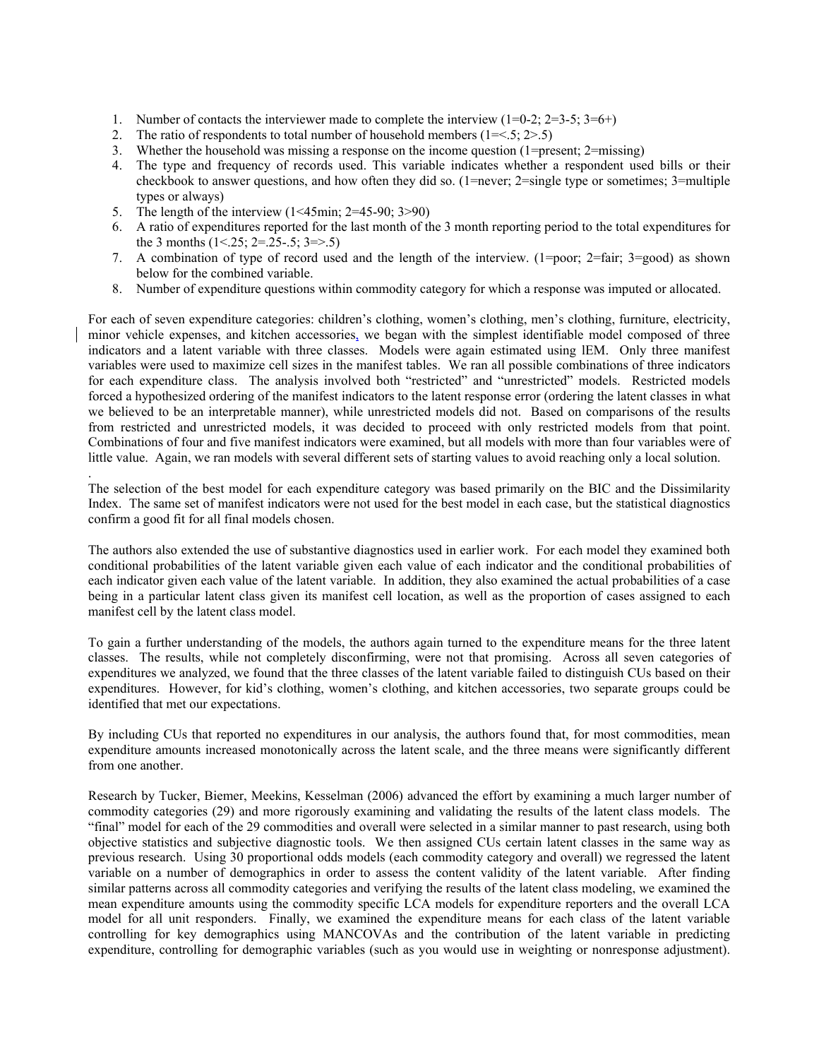1. Number of contacts the interviewer made to complete the interview (1=0-2; 2=3-5; 3=6+)
2. The ratio of respondents to total number of household members (1=<.5; 2>.5)
3. Whether the household was missing a response on the income question (1=present; 2=missing)
4. The type and frequency of records used. This variable indicates whether a respondent used bills or their checkbook to answer questions, and how often they did so. (1=never; 2=single type or sometimes; 3=multiple types or always)
5. The length of the interview (1<45min; 2=45-90; 3>90)
6. A ratio of expenditures reported for the last month of the 3 month reporting period to the total expenditures for the 3 months (1<.25; 2=.25-.5; 3=>.5)
7. A combination of type of record used and the length of the interview. (1=poor; 2=fair; 3=good) as shown below for the combined variable.
8. Number of expenditure questions within commodity category for which a response was imputed or allocated.

For each of seven expenditure categories: children's clothing, women's clothing, men's clothing, furniture, electricity, minor vehicle expenses, and kitchen accessories, we began with the simplest identifiable model composed of three indicators and a latent variable with three classes. Models were again estimated using lEM. Only three manifest variables were used to maximize cell sizes in the manifest tables. We ran all possible combinations of three indicators for each expenditure class. The analysis involved both "restricted" and "unrestricted" models. Restricted models forced a hypothesized ordering of the manifest indicators to the latent response error (ordering the latent classes in what we believed to be an interpretable manner), while unrestricted models did not. Based on comparisons of the results from restricted and unrestricted models, it was decided to proceed with only restricted models from that point. Combinations of four and five manifest indicators were examined, but all models with more than four variables were of little value. Again, we ran models with several different sets of starting values to avoid reaching only a local solution.

The selection of the best model for each expenditure category was based primarily on the BIC and the Dissimilarity Index. The same set of manifest indicators were not used for the best model in each case, but the statistical diagnostics confirm a good fit for all final models chosen.

The authors also extended the use of substantive diagnostics used in earlier work. For each model they examined both conditional probabilities of the latent variable given each value of each indicator and the conditional probabilities of each indicator given each value of the latent variable. In addition, they also examined the actual probabilities of a case being in a particular latent class given its manifest cell location, as well as the proportion of cases assigned to each manifest cell by the latent class model.

To gain a further understanding of the models, the authors again turned to the expenditure means for the three latent classes. The results, while not completely disconfirming, were not that promising. Across all seven categories of expenditures we analyzed, we found that the three classes of the latent variable failed to distinguish CUs based on their expenditures. However, for kid's clothing, women's clothing, and kitchen accessories, two separate groups could be identified that met our expectations.

By including CUs that reported no expenditures in our analysis, the authors found that, for most commodities, mean expenditure amounts increased monotonically across the latent scale, and the three means were significantly different from one another.

Research by Tucker, Biemer, Meekins, Kesselman (2006) advanced the effort by examining a much larger number of commodity categories (29) and more rigorously examining and validating the results of the latent class models. The "final" model for each of the 29 commodities and overall were selected in a similar manner to past research, using both objective statistics and subjective diagnostic tools. We then assigned CUs certain latent classes in the same way as previous research. Using 30 proportional odds models (each commodity category and overall) we regressed the latent variable on a number of demographics in order to assess the content validity of the latent variable. After finding similar patterns across all commodity categories and verifying the results of the latent class modeling, we examined the mean expenditure amounts using the commodity specific LCA models for expenditure reporters and the overall LCA model for all unit responders. Finally, we examined the expenditure means for each class of the latent variable controlling for key demographics using MANCOVAs and the contribution of the latent variable in predicting expenditure, controlling for demographic variables (such as you would use in weighting or nonresponse adjustment).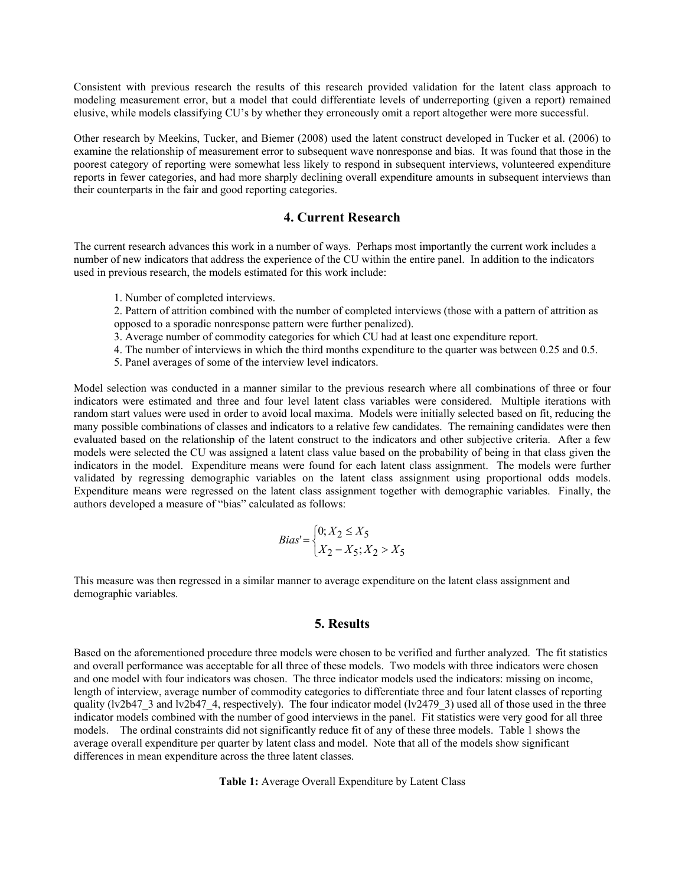Consistent with previous research the results of this research provided validation for the latent class approach to modeling measurement error, but a model that could differentiate levels of underreporting (given a report) remained elusive, while models classifying CU's by whether they erroneously omit a report altogether were more successful.

Other research by Meekins, Tucker, and Biemer (2008) used the latent construct developed in Tucker et al. (2006) to examine the relationship of measurement error to subsequent wave nonresponse and bias. It was found that those in the poorest category of reporting were somewhat less likely to respond in subsequent interviews, volunteered expenditure reports in fewer categories, and had more sharply declining overall expenditure amounts in subsequent interviews than their counterparts in the fair and good reporting categories.

## 4. Current Research

The current research advances this work in a number of ways. Perhaps most importantly the current work includes a number of new indicators that address the experience of the CU within the entire panel. In addition to the indicators used in previous research, the models estimated for this work include:

1. Number of completed interviews.
2. Pattern of attrition combined with the number of completed interviews (those with a pattern of attrition as opposed to a sporadic nonresponse pattern were further penalized).
3. Average number of commodity categories for which CU had at least one expenditure report.
4. The number of interviews in which the third months expenditure to the quarter was between 0.25 and 0.5.
5. Panel averages of some of the interview level indicators.

Model selection was conducted in a manner similar to the previous research where all combinations of three or four indicators were estimated and three and four level latent class variables were considered. Multiple iterations with random start values were used in order to avoid local maxima. Models were initially selected based on fit, reducing the many possible combinations of classes and indicators to a relative few candidates. The remaining candidates were then evaluated based on the relationship of the latent construct to the indicators and other subjective criteria. After a few models were selected the CU was assigned a latent class value based on the probability of being in that class given the indicators in the model. Expenditure means were found for each latent class assignment. The models were further validated by regressing demographic variables on the latent class assignment using proportional odds models. Expenditure means were regressed on the latent class assignment together with demographic variables. Finally, the authors developed a measure of "bias" calculated as follows:

$$Bias' = \begin{cases} 0; X_2 \leq X_5 \\ X_2 - X_5; X_2 > X_5 \end{cases}$$

This measure was then regressed in a similar manner to average expenditure on the latent class assignment and demographic variables.

## 5. Results

Based on the aforementioned procedure three models were chosen to be verified and further analyzed. The fit statistics and overall performance was acceptable for all three of these models. Two models with three indicators were chosen and one model with four indicators was chosen. The three indicator models used the indicators: missing on income, length of interview, average number of commodity categories to differentiate three and four latent classes of reporting quality (lv2b47_3 and lv2b47_4, respectively). The four indicator model (lv2479_3) used all of those used in the three indicator models combined with the number of good interviews in the panel. Fit statistics were very good for all three models. The ordinal constraints did not significantly reduce fit of any of these three models. Table 1 shows the average overall expenditure per quarter by latent class and model. Note that all of the models show significant differences in mean expenditure across the three latent classes.

**Table 1:** Average Overall Expenditure by Latent Class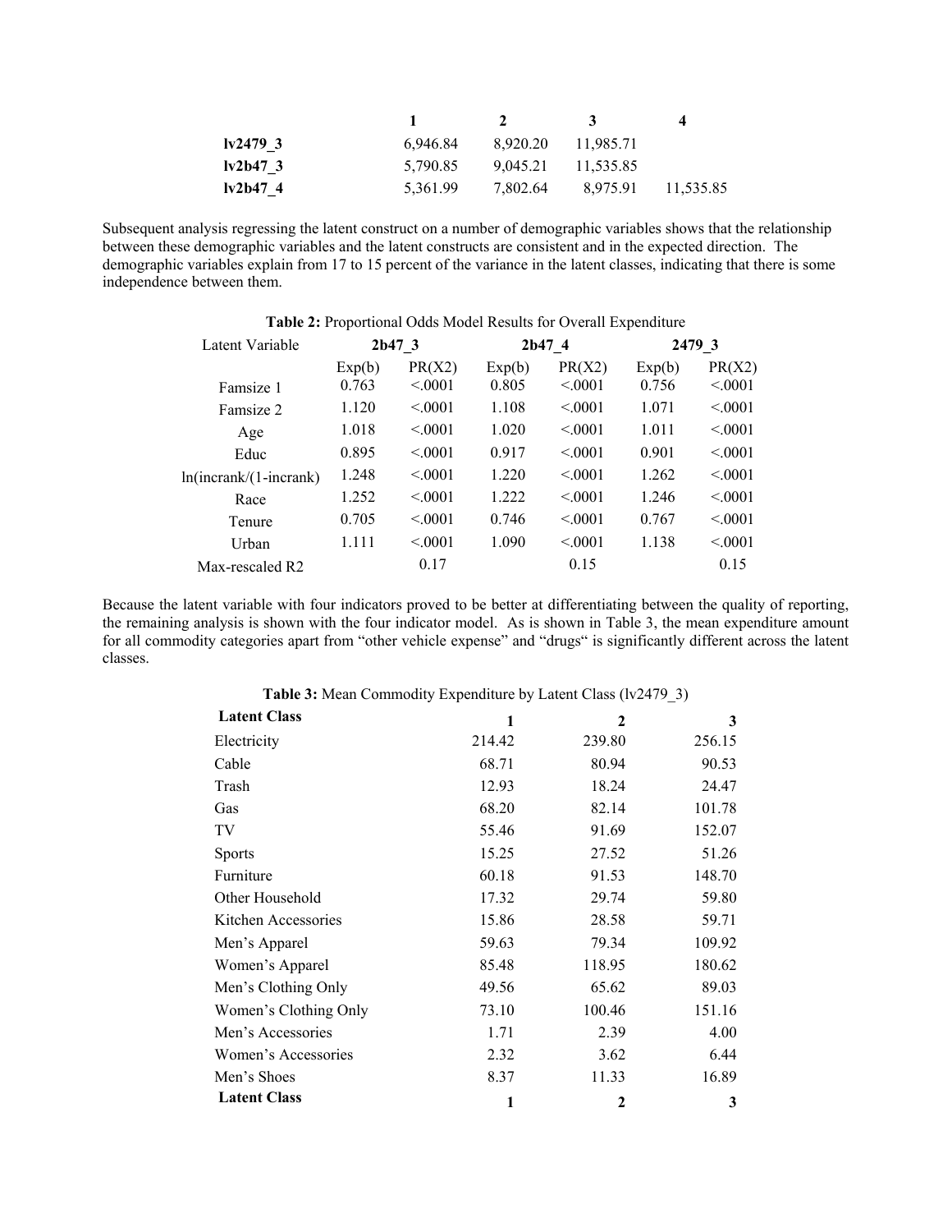| | 1 | 2 | 3 | 4 |
|---|---|---|---|---|
| **lv2479_3** | 6,946.84 | 8,920.20 | 11,985.71 | |
| **lv2b47_3** | 5,790.85 | 9,045.21 | 11,535.85 | |
| **lv2b47_4** | 5,361.99 | 7,802.64 | 8,975.91 | 11,535.85 |

Subsequent analysis regressing the latent construct on a number of demographic variables shows that the relationship between these demographic variables and the latent constructs are consistent and in the expected direction. The demographic variables explain from 17 to 15 percent of the variance in the latent classes, indicating that there is some independence between them.

**Table 2:** Proportional Odds Model Results for Overall Expenditure

| Latent Variable | 2b47_3 | | 2b47_4 | | 2479_3 | |
|---|---|---|---|---|---|---|
| | Exp(b) | PR(X2) | Exp(b) | PR(X2) | Exp(b) | PR(X2) |
| Famsize 1 | 0.763 | <.0001 | 0.805 | <.0001 | 0.756 | <.0001 |
| Famsize 2 | 1.120 | <.0001 | 1.108 | <.0001 | 1.071 | <.0001 |
| Age | 1.018 | <.0001 | 1.020 | <.0001 | 1.011 | <.0001 |
| Educ | 0.895 | <.0001 | 0.917 | <.0001 | 0.901 | <.0001 |
| ln(incrank/(1-incrank) | 1.248 | <.0001 | 1.220 | <.0001 | 1.262 | <.0001 |
| Race | 1.252 | <.0001 | 1.222 | <.0001 | 1.246 | <.0001 |
| Tenure | 0.705 | <.0001 | 0.746 | <.0001 | 0.767 | <.0001 |
| Urban | 1.111 | <.0001 | 1.090 | <.0001 | 1.138 | <.0001 |
| Max-rescaled R2 | | 0.17 | | 0.15 | | 0.15 |

Because the latent variable with four indicators proved to be better at differentiating between the quality of reporting, the remaining analysis is shown with the four indicator model. As is shown in Table 3, the mean expenditure amount for all commodity categories apart from "other vehicle expense" and "drugs" is significantly different across the latent classes.

**Table 3:** Mean Commodity Expenditure by Latent Class (lv2479_3)

| **Latent Class** | **1** | **2** | **3** |
|---|---|---|---|
| Electricity | 214.42 | 239.80 | 256.15 |
| Cable | 68.71 | 80.94 | 90.53 |
| Trash | 12.93 | 18.24 | 24.47 |
| Gas | 68.20 | 82.14 | 101.78 |
| TV | 55.46 | 91.69 | 152.07 |
| Sports | 15.25 | 27.52 | 51.26 |
| Furniture | 60.18 | 91.53 | 148.70 |
| Other Household | 17.32 | 29.74 | 59.80 |
| Kitchen Accessories | 15.86 | 28.58 | 59.71 |
| Men's Apparel | 59.63 | 79.34 | 109.92 |
| Women's Apparel | 85.48 | 118.95 | 180.62 |
| Men's Clothing Only | 49.56 | 65.62 | 89.03 |
| Women's Clothing Only | 73.10 | 100.46 | 151.16 |
| Men's Accessories | 1.71 | 2.39 | 4.00 |
| Women's Accessories | 2.32 | 3.62 | 6.44 |
| Men's Shoes | 8.37 | 11.33 | 16.89 |
| **Latent Class** | **1** | **2** | **3** |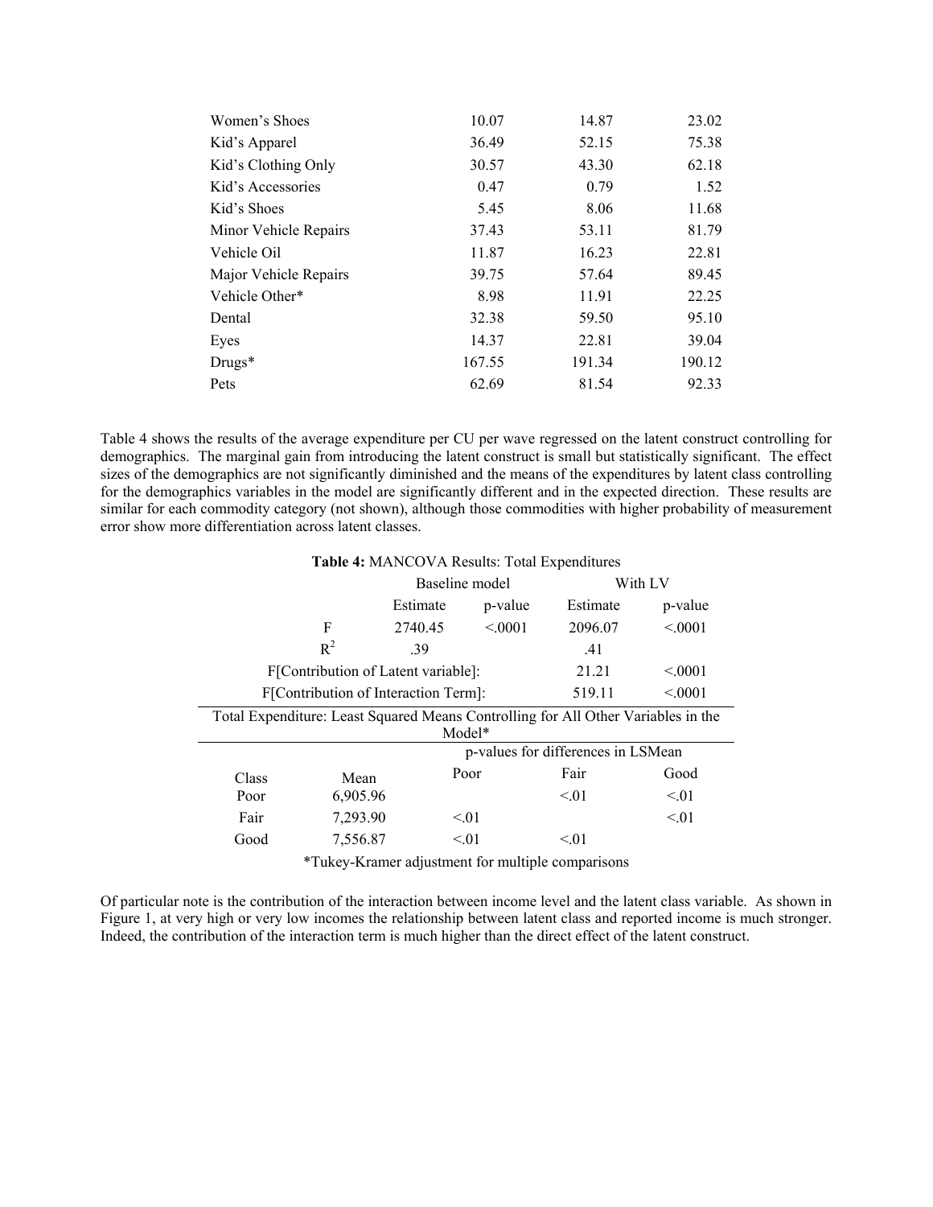| | | | |
|---|---|---|---|
| Women's Shoes | 10.07 | 14.87 | 23.02 |
| Kid's Apparel | 36.49 | 52.15 | 75.38 |
| Kid's Clothing Only | 30.57 | 43.30 | 62.18 |
| Kid's Accessories | 0.47 | 0.79 | 1.52 |
| Kid's Shoes | 5.45 | 8.06 | 11.68 |
| Minor Vehicle Repairs | 37.43 | 53.11 | 81.79 |
| Vehicle Oil | 11.87 | 16.23 | 22.81 |
| Major Vehicle Repairs | 39.75 | 57.64 | 89.45 |
| Vehicle Other* | 8.98 | 11.91 | 22.25 |
| Dental | 32.38 | 59.50 | 95.10 |
| Eyes | 14.37 | 22.81 | 39.04 |
| Drugs* | 167.55 | 191.34 | 190.12 |
| Pets | 62.69 | 81.54 | 92.33 |

Table 4 shows the results of the average expenditure per CU per wave regressed on the latent construct controlling for demographics. The marginal gain from introducing the latent construct is small but statistically significant. The effect sizes of the demographics are not significantly diminished and the means of the expenditures by latent class controlling for the demographics variables in the model are significantly different and in the expected direction. These results are similar for each commodity category (not shown), although those commodities with higher probability of measurement error show more differentiation across latent classes.

**Table 4:** MANCOVA Results: Total Expenditures

| | Baseline model | | With LV | |
|---|---|---|---|---|
| | Estimate | p-value | Estimate | p-value |
| F | 2740.45 | <.0001 | 2096.07 | <.0001 |
| $R^2$ | .39 | | .41 | |
| F[Contribution of Latent variable]: | | | 21.21 | <.0001 |
| F[Contribution of Interaction Term]: | | | 519.11 | <.0001 |

Total Expenditure: Least Squared Means Controlling for All Other Variables in the Model*

| Class | Mean | p-values for differences in LSMean: Poor | Fair | Good |
|---|---|---|---|---|
| Poor | 6,905.96 | | <.01 | <.01 |
| Fair | 7,293.90 | <.01 | | <.01 |
| Good | 7,556.87 | <.01 | <.01 | |

*Tukey-Kramer adjustment for multiple comparisons

Of particular note is the contribution of the interaction between income level and the latent class variable. As shown in Figure 1, at very high or very low incomes the relationship between latent class and reported income is much stronger. Indeed, the contribution of the interaction term is much higher than the direct effect of the latent construct.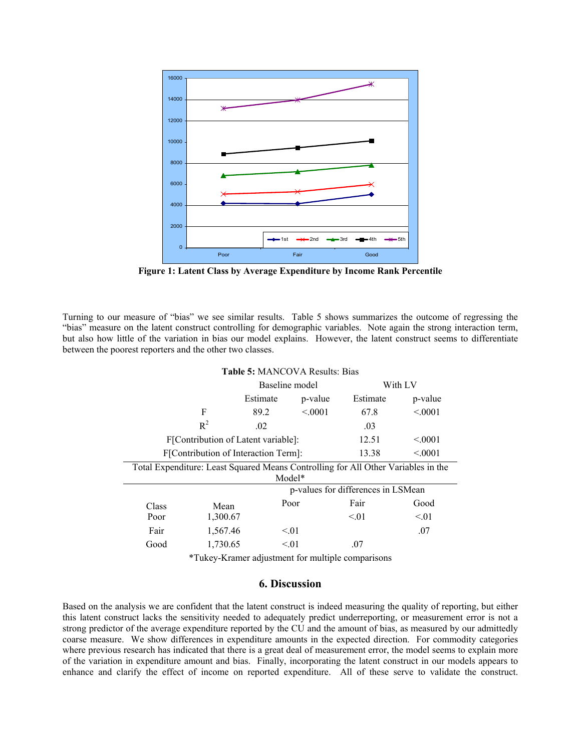**Figure 1: Latent Class by Average Expenditure by Income Rank Percentile**

Turning to our measure of "bias" we see similar results. Table 5 shows summarizes the outcome of regressing the "bias" measure on the latent construct controlling for demographic variables. Note again the strong interaction term, but also how little of the variation in bias our model explains. However, the latent construct seems to differentiate between the poorest reporters and the other two classes.

**Table 5:** MANCOVA Results: Bias

| | Baseline model | | With LV | |
|---|---|---|---|---|
| | Estimate | p-value | Estimate | p-value |
| F | 89.2 | <.0001 | 67.8 | <.0001 |
| $R^2$ | .02 | | .03 | |
| F[Contribution of Latent variable]: | | | 12.51 | <.0001 |
| F[Contribution of Interaction Term]: | | | 13.38 | <.0001 |

Total Expenditure: Least Squared Means Controlling for All Other Variables in the Model*

| | | p-values for differences in LSMean | | |
|---|---|---|---|---|
| Class | Mean | Poor | Fair | Good |
| Poor | 1,300.67 | | <.01 | <.01 |
| Fair | 1,567.46 | <.01 | | .07 |
| Good | 1,730.65 | <.01 | .07 | |

*Tukey-Kramer adjustment for multiple comparisons

## 6. Discussion

Based on the analysis we are confident that the latent construct is indeed measuring the quality of reporting, but either this latent construct lacks the sensitivity needed to adequately predict underreporting, or measurement error is not a strong predictor of the average expenditure reported by the CU and the amount of bias, as measured by our admittedly coarse measure. We show differences in expenditure amounts in the expected direction. For commodity categories where previous research has indicated that there is a great deal of measurement error, the model seems to explain more of the variation in expenditure amount and bias. Finally, incorporating the latent construct in our models appears to enhance and clarify the effect of income on reported expenditure. All of these serve to validate the construct.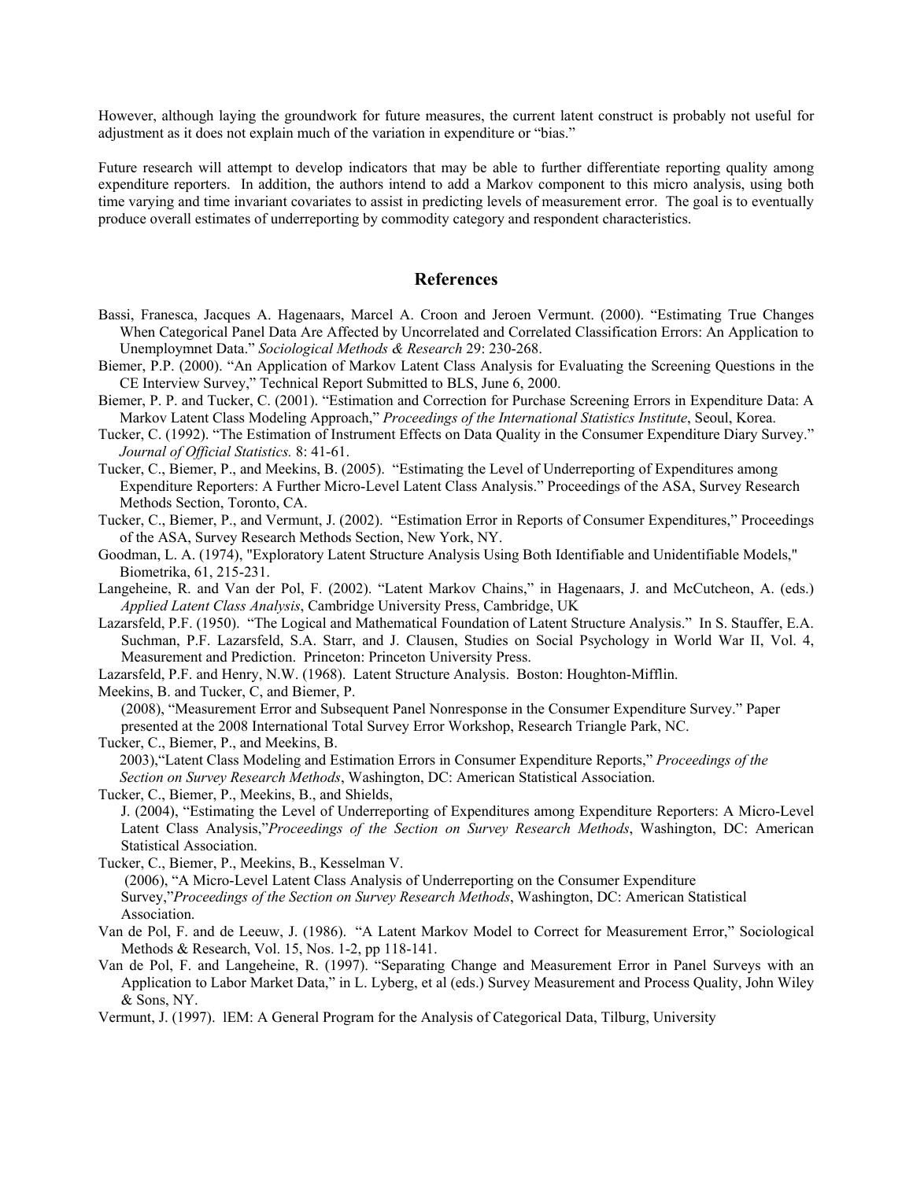However, although laying the groundwork for future measures, the current latent construct is probably not useful for adjustment as it does not explain much of the variation in expenditure or "bias."

Future research will attempt to develop indicators that may be able to further differentiate reporting quality among expenditure reporters. In addition, the authors intend to add a Markov component to this micro analysis, using both time varying and time invariant covariates to assist in predicting levels of measurement error. The goal is to eventually produce overall estimates of underreporting by commodity category and respondent characteristics.

## References

Bassi, Francesa, Jacques A. Hagenaars, Marcel A. Croon and Jeroen Vermunt. (2000). "Estimating True Changes When Categorical Panel Data Are Affected by Uncorrelated and Correlated Classification Errors: An Application to Unemploymnet Data." *Sociological Methods & Research* 29: 230-268.

Biemer, P.P. (2000). "An Application of Markov Latent Class Analysis for Evaluating the Screening Questions in the CE Interview Survey," Technical Report Submitted to BLS, June 6, 2000.

Biemer, P. P. and Tucker, C. (2001). "Estimation and Correction for Purchase Screening Errors in Expenditure Data: A Markov Latent Class Modeling Approach," *Proceedings of the International Statistics Institute*, Seoul, Korea.

Tucker, C. (1992). "The Estimation of Instrument Effects on Data Quality in the Consumer Expenditure Diary Survey." *Journal of Official Statistics.* 8: 41-61.

Tucker, C., Biemer, P., and Meekins, B. (2005). "Estimating the Level of Underreporting of Expenditures among Expenditure Reporters: A Further Micro-Level Latent Class Analysis." Proceedings of the ASA, Survey Research Methods Section, Toronto, CA.

Tucker, C., Biemer, P., and Vermunt, J. (2002). "Estimation Error in Reports of Consumer Expenditures," Proceedings of the ASA, Survey Research Methods Section, New York, NY.

Goodman, L. A. (1974), "Exploratory Latent Structure Analysis Using Both Identifiable and Unidentifiable Models," Biometrika, 61, 215-231.

Langeheine, R. and Van der Pol, F. (2002). "Latent Markov Chains," in Hagenaars, J. and McCutcheon, A. (eds.) *Applied Latent Class Analysis*, Cambridge University Press, Cambridge, UK

Lazarsfeld, P.F. (1950). "The Logical and Mathematical Foundation of Latent Structure Analysis." In S. Stauffer, E.A. Suchman, P.F. Lazarsfeld, S.A. Starr, and J. Clausen, Studies on Social Psychology in World War II, Vol. 4, Measurement and Prediction. Princeton: Princeton University Press.

Lazarsfeld, P.F. and Henry, N.W. (1968). Latent Structure Analysis. Boston: Houghton-Mifflin.

Meekins, B. and Tucker, C, and Biemer, P. (2008), "Measurement Error and Subsequent Panel Nonresponse in the Consumer Expenditure Survey." Paper presented at the 2008 International Total Survey Error Workshop, Research Triangle Park, NC.

Tucker, C., Biemer, P., and Meekins, B. 2003),"Latent Class Modeling and Estimation Errors in Consumer Expenditure Reports," *Proceedings of the Section on Survey Research Methods*, Washington, DC: American Statistical Association.

Tucker, C., Biemer, P., Meekins, B., and Shields, J. (2004), "Estimating the Level of Underreporting of Expenditures among Expenditure Reporters: A Micro-Level Latent Class Analysis,"*Proceedings of the Section on Survey Research Methods*, Washington, DC: American Statistical Association.

Tucker, C., Biemer, P., Meekins, B., Kesselman V. (2006), "A Micro-Level Latent Class Analysis of Underreporting on the Consumer Expenditure Survey,"*Proceedings of the Section on Survey Research Methods*, Washington, DC: American Statistical Association.

Van de Pol, F. and de Leeuw, J. (1986). "A Latent Markov Model to Correct for Measurement Error," Sociological Methods & Research, Vol. 15, Nos. 1-2, pp 118-141.

Van de Pol, F. and Langeheine, R. (1997). "Separating Change and Measurement Error in Panel Surveys with an Application to Labor Market Data," in L. Lyberg, et al (eds.) Survey Measurement and Process Quality, John Wiley & Sons, NY.

Vermunt, J. (1997). lEM: A General Program for the Analysis of Categorical Data, Tilburg, University